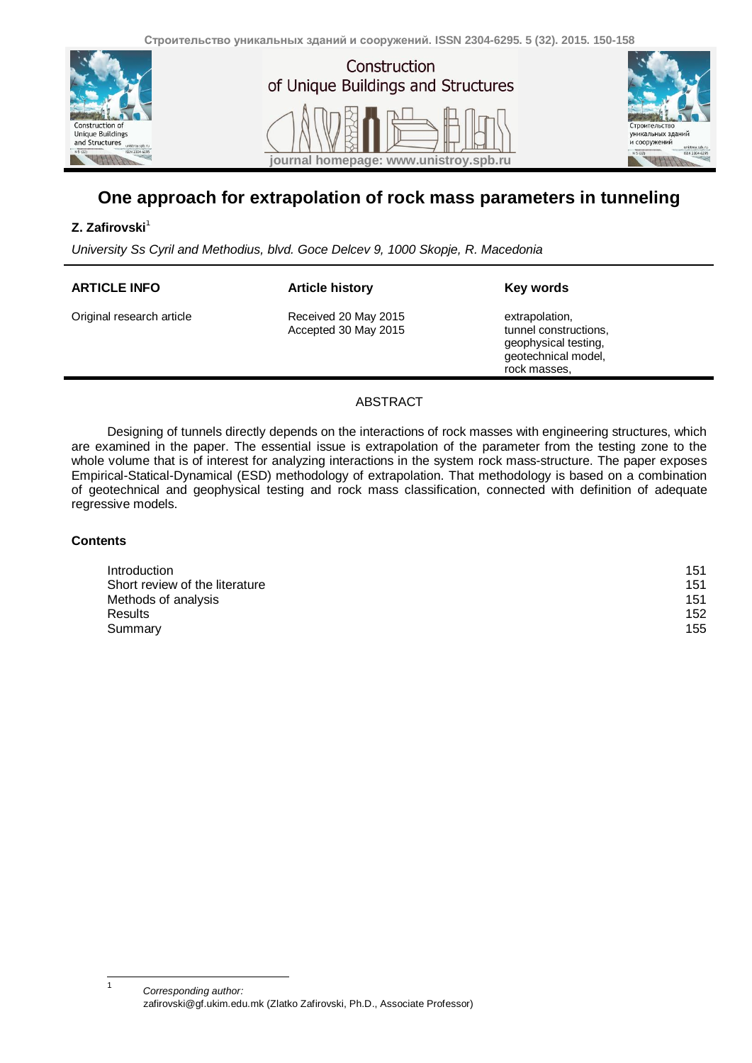# One approach for extrapolation of rock mass parameters in tunneling

**Z. Zafirovski**[1]

*University Ss Cyril and Methodius, blvd. Goce Delcev 9, 1000 Skopje, R. Macedonia*

| **ARTICLE INFO** | **Article history** | **Key words** |
|---|---|---|
| Original research article | Received 20 May 2015<br>Accepted 30 May 2015 | extrapolation,<br>tunnel constructions,<br>geophysical testing,<br>geotechnical model,<br>rock masses, |

## ABSTRACT

Designing of tunnels directly depends on the interactions of rock masses with engineering structures, which are examined in the paper. The essential issue is extrapolation of the parameter from the testing zone to the whole volume that is of interest for analyzing interactions in the system rock mass-structure. The paper exposes Empirical-Statical-Dynamical (ESD) methodology of extrapolation. That methodology is based on a combination of geotechnical and geophysical testing and rock mass classification, connected with definition of adequate regressive models.

### Contents

| | |
|---|---|
| Introduction | 151 |
| Short review of the literature | 151 |
| Methods of analysis | 151 |
| Results | 152 |
| Summary | 155 |

---

[1] *Corresponding author:*
zafirovski@gf.ukim.edu.mk (Zlatko Zafirovski, Ph.D., Associate Professor)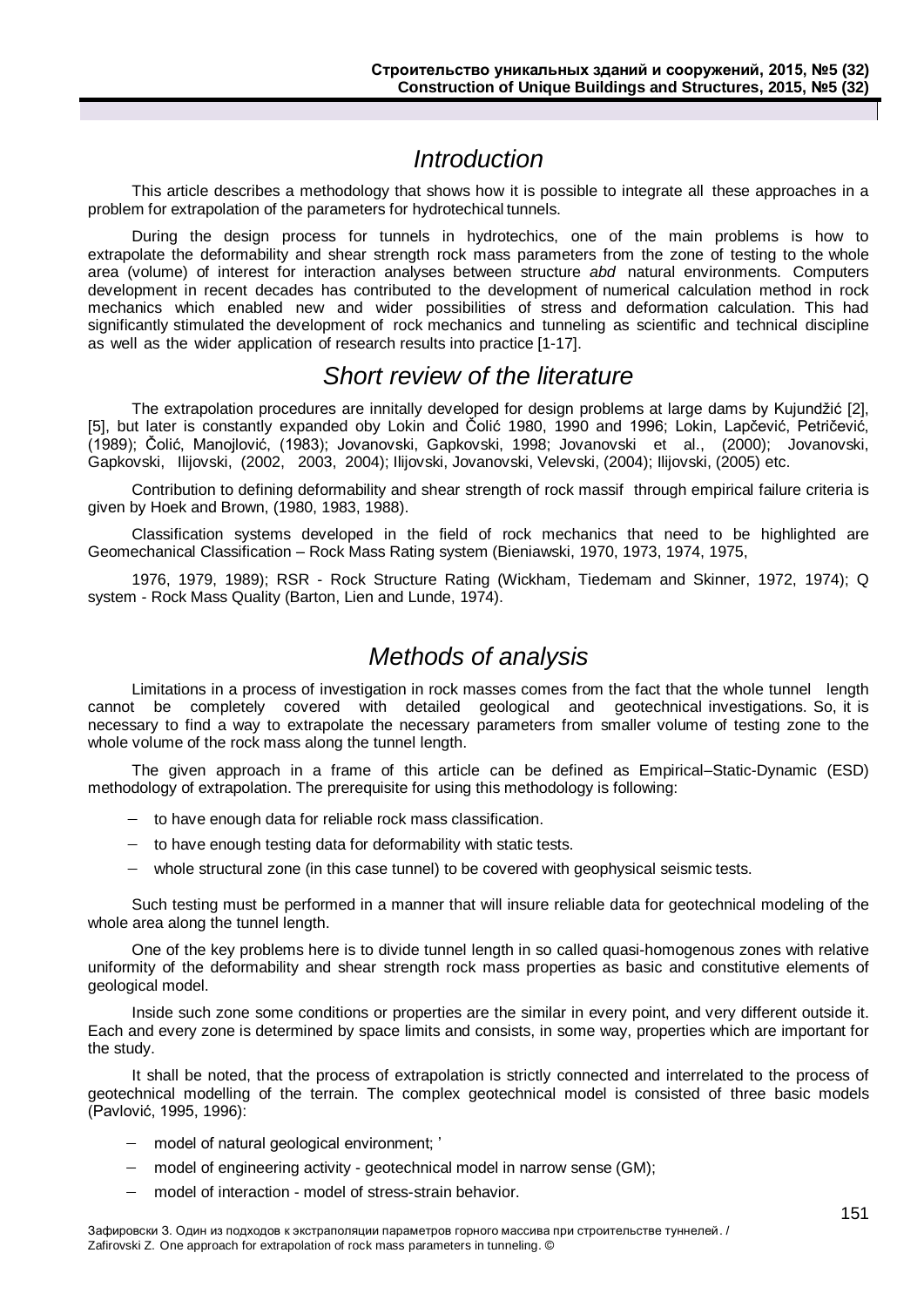## *Introduction*

This article describes a methodology that shows how it is possible to integrate all these approaches in a problem for extrapolation of the parameters for hydrotechical tunnels.

During the design process for tunnels in hydrotechics, one of the main problems is how to extrapolate the deformability and shear strength rock mass parameters from the zone of testing to the whole area (volume) of interest for interaction analyses between structure *abd* natural environments. Computers development in recent decades has contributed to the development of numerical calculation method in rock mechanics which enabled new and wider possibilities of stress and deformation calculation. This had significantly stimulated the development of rock mechanics and tunneling as scientific and technical discipline as well as the wider application of research results into practice [1-17].

## *Short review of the literature*

The extrapolation procedures are innitally developed for design problems at large dams by Kujundžić [2], [5], but later is constantly expanded oby Lokin and Čolić 1980, 1990 and 1996; Lokin, Lapčević, Petričević, (1989); Čolić, Manojlović, (1983); Jovanovski, Gapkovski, 1998; Jovanovski et al., (2000); Jovanovski, Gapkovski, Ilijovski, (2002, 2003, 2004); Ilijovski, Jovanovski, Velevski, (2004); Ilijovski, (2005) etc.

Contribution to defining deformability and shear strength of rock massif through empirical failure criteria is given by Hoek and Brown, (1980, 1983, 1988).

Classification systems developed in the field of rock mechanics that need to be highlighted are Geomechanical Classification – Rock Mass Rating system (Bieniawski, 1970, 1973, 1974, 1975,

1976, 1979, 1989); RSR - Rock Structure Rating (Wickham, Tiedemam and Skinner, 1972, 1974); Q system - Rock Mass Quality (Barton, Lien and Lunde, 1974).

## *Methods of analysis*

Limitations in a process of investigation in rock masses comes from the fact that the whole tunnel length cannot be completely covered with detailed geological and geotechnical investigations. So, it is necessary to find a way to extrapolate the necessary parameters from smaller volume of testing zone to the whole volume of the rock mass along the tunnel length.

The given approach in a frame of this article can be defined as Empirical–Static-Dynamic (ESD) methodology of extrapolation. The prerequisite for using this methodology is following:

- to have enough data for reliable rock mass classification.
- to have enough testing data for deformability with static tests.
- whole structural zone (in this case tunnel) to be covered with geophysical seismic tests.

Such testing must be performed in a manner that will insure reliable data for geotechnical modeling of the whole area along the tunnel length.

One of the key problems here is to divide tunnel length in so called quasi-homogenous zones with relative uniformity of the deformability and shear strength rock mass properties as basic and constitutive elements of geological model.

Inside such zone some conditions or properties are the similar in every point, and very different outside it. Each and every zone is determined by space limits and consists, in some way, properties which are important for the study.

It shall be noted, that the process of extrapolation is strictly connected and interrelated to the process of geotechnical modelling of the terrain. The complex geotechnical model is consisted of three basic models (Pavlović, 1995, 1996):

- model of natural geological environment; '
- model of engineering activity - geotechnical model in narrow sense (GM);
- model of interaction - model of stress-strain behavior.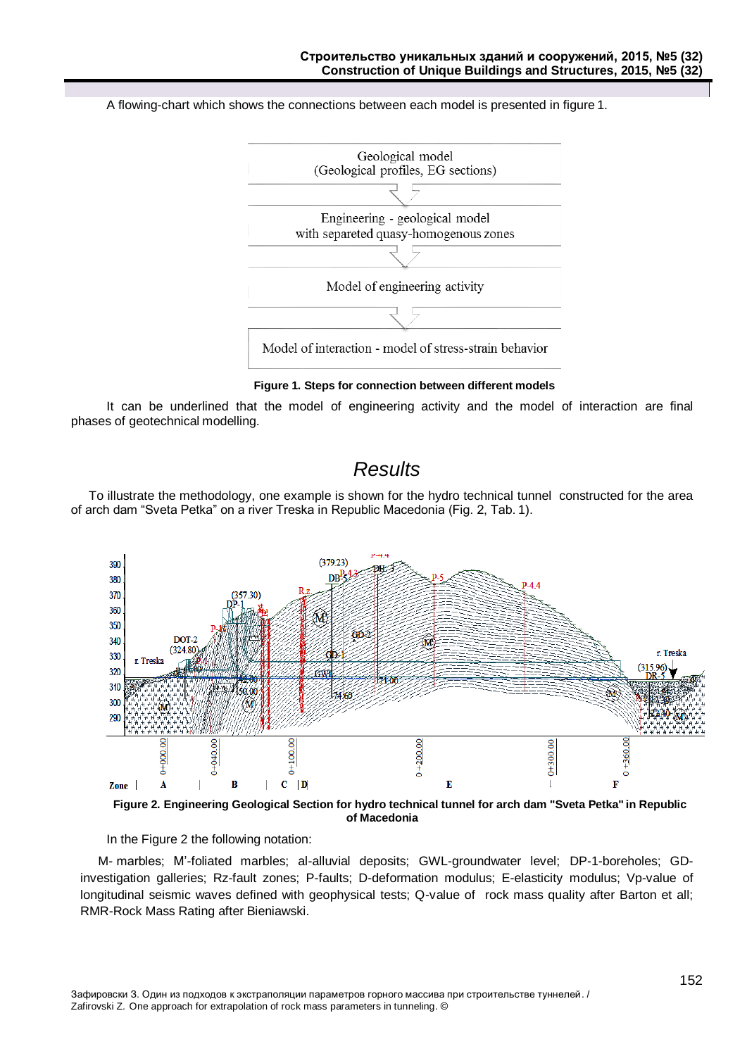A flowing-chart which shows the connections between each model is presented in figure 1.

Geological model
(Geological profiles, EG sections)

Engineering - geological model
with separeted quasy-homogenous zones

Model of engineering activity

Model of interaction - model of stress-strain behavior

**Figure 1. Steps for connection between different models**

It can be underlined that the model of engineering activity and the model of interaction are final phases of geotechnical modelling.

## *Results*

To illustrate the methodology, one example is shown for the hydro technical tunnel constructed for the area of arch dam “Sveta Petka” on a river Treska in Republic Macedonia (Fig. 2, Tab. 1).

**Figure 2. Engineering Geological Section for hydro technical tunnel for arch dam "Sveta Petka" in Republic of Macedonia**

In the Figure 2 the following notation:

M- marbles; M’-foliated marbles; al-alluvial deposits; GWL-groundwater level; DP-1-boreholes; GD-investigation galleries; Rz-fault zones; P-faults; D-deformation modulus; E-elasticity modulus; Vp-value of longitudinal seismic waves defined with geophysical tests; Q-value of rock mass quality after Barton et all; RMR-Rock Mass Rating after Bieniawski.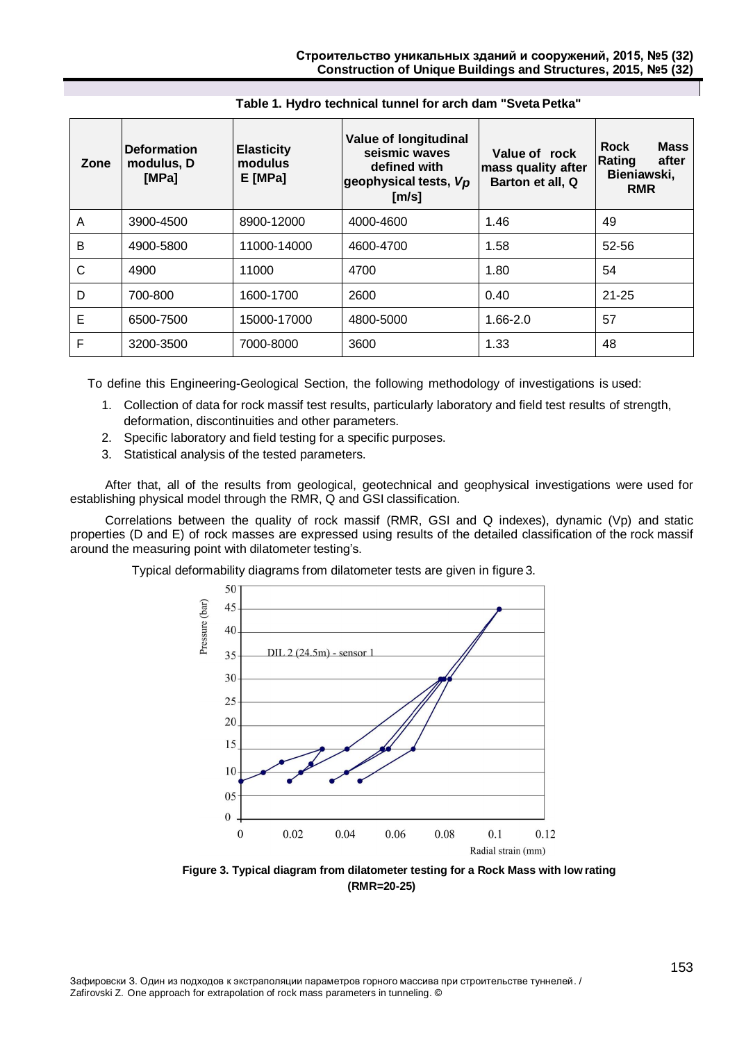**Table 1. Hydro technical tunnel for arch dam "Sveta Petka"**

| Zone | Deformation modulus, D [MPa] | Elasticity modulus E [MPa] | Value of longitudinal seismic waves defined with geophysical tests, $V_p$ [m/s] | Value of rock mass quality after Barton et all, Q | Rock Mass Rating after Bieniawski, RMR |
|---|---|---|---|---|---|
| A | 3900-4500 | 8900-12000 | 4000-4600 | 1.46 | 49 |
| B | 4900-5800 | 11000-14000 | 4600-4700 | 1.58 | 52-56 |
| C | 4900 | 11000 | 4700 | 1.80 | 54 |
| D | 700-800 | 1600-1700 | 2600 | 0.40 | 21-25 |
| E | 6500-7500 | 15000-17000 | 4800-5000 | 1.66-2.0 | 57 |
| F | 3200-3500 | 7000-8000 | 3600 | 1.33 | 48 |

To define this Engineering-Geological Section, the following methodology of investigations is used:

1. Collection of data for rock massif test results, particularly laboratory and field test results of strength, deformation, discontinuities and other parameters.
2. Specific laboratory and field testing for a specific purposes.
3. Statistical analysis of the tested parameters.

After that, all of the results from geological, geotechnical and geophysical investigations were used for establishing physical model through the RMR, Q and GSI classification.

Correlations between the quality of rock massif (RMR, GSI and Q indexes), dynamic (Vp) and static properties (D and E) of rock masses are expressed using results of the detailed classification of the rock massif around the measuring point with dilatometer testing's.

Typical deformability diagrams from dilatometer tests are given in figure 3.

**Figure 3. Typical diagram from dilatometer testing for a Rock Mass with low rating (RMR=20-25)**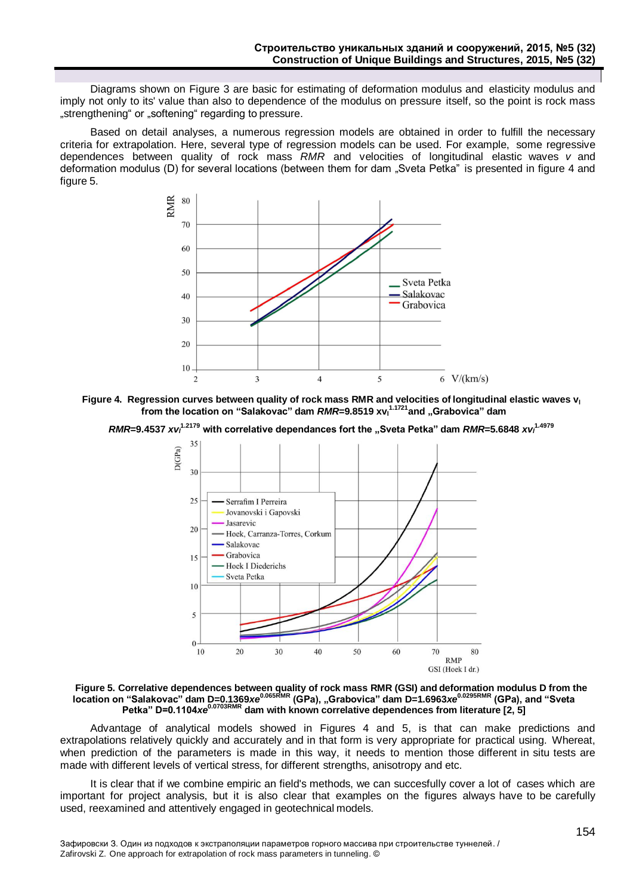Diagrams shown on Figure 3 are basic for estimating of deformation modulus and elasticity modulus and imply not only to its' value than also to dependence of the modulus on pressure itself, so the point is rock mass „strengthening“ or „softening“ regarding to pressure.

Based on detail analyses, a numerous regression models are obtained in order to fulfill the necessary criteria for extrapolation. Here, several type of regression models can be used. For example, some regressive dependences between quality of rock mass *RMR* and velocities of longitudinal elastic waves *v* and deformation modulus (D) for several locations (between them for dam „Sveta Petka" is presented in figure 4 and figure 5.

**Figure 4. Regression curves between quality of rock mass RMR and velocities of longitudinal elastic waves $v_l$ from the location on "Salakovac" dam $RMR=9.8519 \times v_l^{1.1721}$ and „Grabovica" dam $RMR=9.4537 \times v_l^{1.2179}$ with correlative dependances fort the „Sveta Petka" dam $RMR=5.6848 \times v_l^{1.4979}$**

**Figure 5. Correlative dependences between quality of rock mass RMR (GSI) and deformation modulus D from the location on "Salakovac" dam $D=0.1369 \times e^{0.065RMR}$ (GPa), „Grabovica" dam $D=1.6963 \times e^{0.0295RMR}$ (GPa), and "Sveta Petka" $D=0.1104 \times e^{0.0703RMR}$ dam with known correlative dependences from literature [2, 5]**

Advantage of analytical models showed in Figures 4 and 5, is that can make predictions and extrapolations relatively quickly and accurately and in that form is very appropriate for practical using. Whereat, when prediction of the parameters is made in this way, it needs to mention those different in situ tests are made with different levels of vertical stress, for different strengths, anisotropy and etc.

It is clear that if we combine empiric an field's methods, we can succesfully cover a lot of cases which are important for project analysis, but it is also clear that examples on the figures always have to be carefully used, reexamined and attentively engaged in geotechnical models.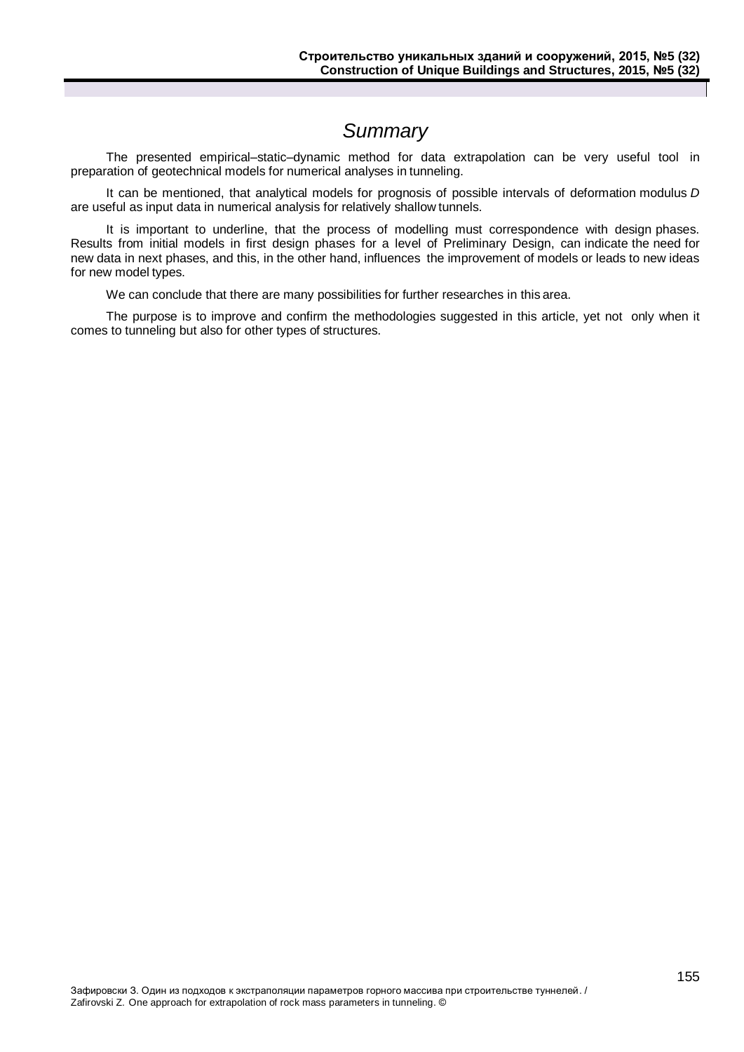## *Summary*

The presented empirical–static–dynamic method for data extrapolation can be very useful tool in preparation of geotechnical models for numerical analyses in tunneling.

It can be mentioned, that analytical models for prognosis of possible intervals of deformation modulus *D* are useful as input data in numerical analysis for relatively shallow tunnels.

It is important to underline, that the process of modelling must correspondence with design phases. Results from initial models in first design phases for a level of Preliminary Design, can indicate the need for new data in next phases, and this, in the other hand, influences the improvement of models or leads to new ideas for new model types.

We can conclude that there are many possibilities for further researches in this area.

The purpose is to improve and confirm the methodologies suggested in this article, yet not only when it comes to tunneling but also for other types of structures.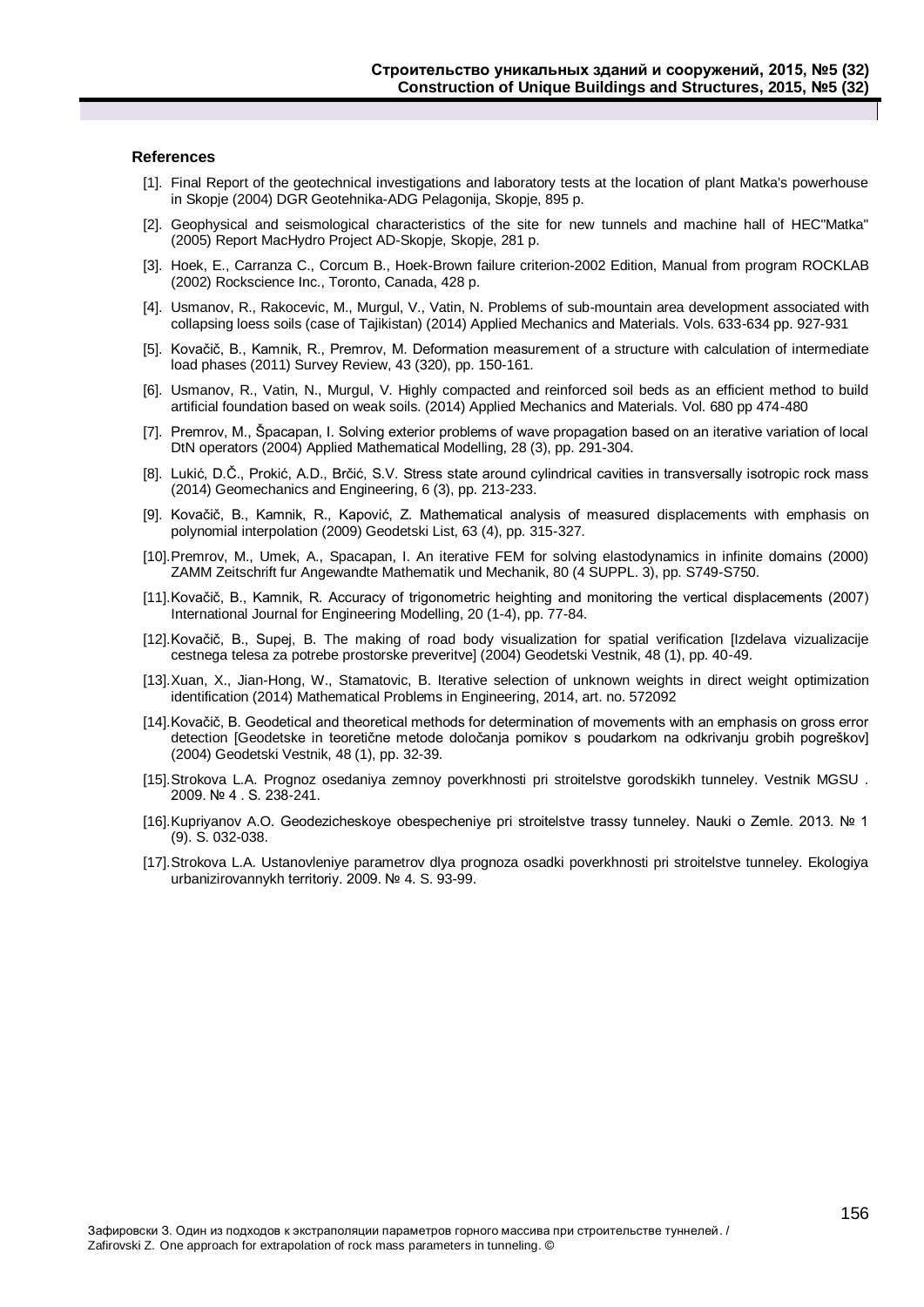### References

[1]. Final Report of the geotechnical investigations and laboratory tests at the location of plant Matka's powerhouse in Skopje (2004) DGR Geotehnika-ADG Pelagonija, Skopje, 895 p.

[2]. Geophysical and seismological characteristics of the site for new tunnels and machine hall of HEC"Matka" (2005) Report MacHydro Project AD-Skopje, Skopje, 281 p.

[3]. Hoek, E., Carranza C., Corcum B., Hoek-Brown failure criterion-2002 Edition, Manual from program ROCKLAB (2002) Rockscience Inc., Toronto, Canada, 428 p.

[4]. Usmanov, R., Rakocevic, M., Murgul, V., Vatin, N. Problems of sub-mountain area development associated with collapsing loess soils (case of Tajikistan) (2014) Applied Mechanics and Materials. Vols. 633-634 pp. 927-931

[5]. Kovačič, B., Kamnik, R., Premrov, M. Deformation measurement of a structure with calculation of intermediate load phases (2011) Survey Review, 43 (320), pp. 150-161.

[6]. Usmanov, R., Vatin, N., Murgul, V. Highly compacted and reinforced soil beds as an efficient method to build artificial foundation based on weak soils. (2014) Applied Mechanics and Materials. Vol. 680 pp 474-480

[7]. Premrov, M., Špacapan, I. Solving exterior problems of wave propagation based on an iterative variation of local DtN operators (2004) Applied Mathematical Modelling, 28 (3), pp. 291-304.

[8]. Lukić, D.Č., Prokić, A.D., Brčić, S.V. Stress state around cylindrical cavities in transversally isotropic rock mass (2014) Geomechanics and Engineering, 6 (3), pp. 213-233.

[9]. Kovačič, B., Kamnik, R., Kapović, Z. Mathematical analysis of measured displacements with emphasis on polynomial interpolation (2009) Geodetski List, 63 (4), pp. 315-327.

[10]. Premrov, M., Umek, A., Spacapan, I. An iterative FEM for solving elastodynamics in infinite domains (2000) ZAMM Zeitschrift fur Angewandte Mathematik und Mechanik, 80 (4 SUPPL. 3), pp. S749-S750.

[11]. Kovačič, B., Kamnik, R. Accuracy of trigonometric heighting and monitoring the vertical displacements (2007) International Journal for Engineering Modelling, 20 (1-4), pp. 77-84.

[12]. Kovačič, B., Supej, B. The making of road body visualization for spatial verification [Izdelava vizualizacije cestnega telesa za potrebe prostorske preveritve] (2004) Geodetski Vestnik, 48 (1), pp. 40-49.

[13]. Xuan, X., Jian-Hong, W., Stamatovic, B. Iterative selection of unknown weights in direct weight optimization identification (2014) Mathematical Problems in Engineering, 2014, art. no. 572092

[14]. Kovačič, B. Geodetical and theoretical methods for determination of movements with an emphasis on gross error detection [Geodetske in teoretične metode določanja pomikov s poudarkom na odkrivanju grobih pogreškov] (2004) Geodetski Vestnik, 48 (1), pp. 32-39.

[15]. Strokova L.A. Prognoz osedaniya zemnoy poverkhnosti pri stroitelstve gorodskikh tunneley. Vestnik MGSU . 2009. № 4 . S. 238-241.

[16]. Kupriyanov A.O. Geodezicheskoye obespecheniye pri stroitelstve trassy tunneley. Nauki o Zemle. 2013. № 1 (9). S. 032-038.

[17]. Strokova L.A. Ustanovleniye parametrov dlya prognoza osadki poverkhnosti pri stroitelstve tunneley. Ekologiya urbanizirovannykh territoriy. 2009. № 4. S. 93-99.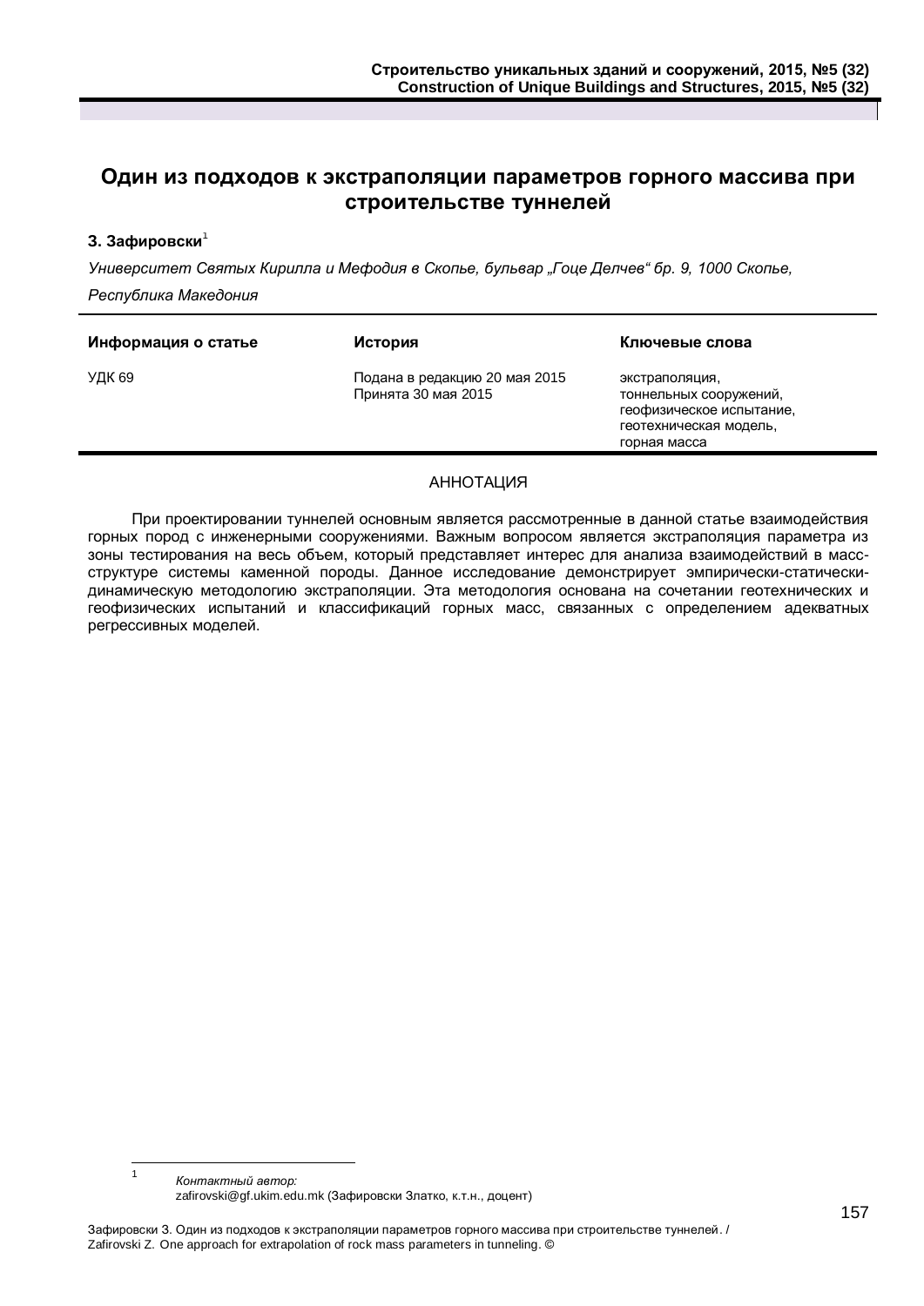# Один из подходов к экстраполяции параметров горного массива при строительстве туннелей

**З. Зафировски**[1]

*Университет Святых Кирилла и Мефодия в Скопье, бульвар „Гоце Делчев“ бр. 9, 1000 Скопье, Республика Македония*

| Информация о статье | История | Ключевые слова |
|---|---|---|
| УДК 69 | Подана в редакцию 20 мая 2015<br>Принята 30 мая 2015 | экстраполяция,<br>тоннельных сооружений,<br>геофизическое испытание,<br>геотехническая модель,<br>горная масса |

АННОТАЦИЯ

При проектировании туннелей основным является рассмотренные в данной статье взаимодействия горных пород с инженерными сооружениями. Важным вопросом является экстраполяция параметра из зоны тестирования на весь объем, который представляет интерес для анализа взаимодействий в масс-структуре системы каменной породы. Данное исследование демонстрирует эмпирически-статически-динамическую методологию экстраполяции. Эта методология основана на сочетании геотехнических и геофизических испытаний и классификаций горных масс, связанных с определением адекватных регрессивных моделей.

---

[1] *Контактный автор:*
zafirovski@gf.ukim.edu.mk (Зафировски Златко, к.т.н., доцент)

Зафировски З. Один из подходов к экстраполяции параметров горного массива при строительстве туннелей. / Zafirovski Z. One approach for extrapolation of rock mass parameters in tunneling. ©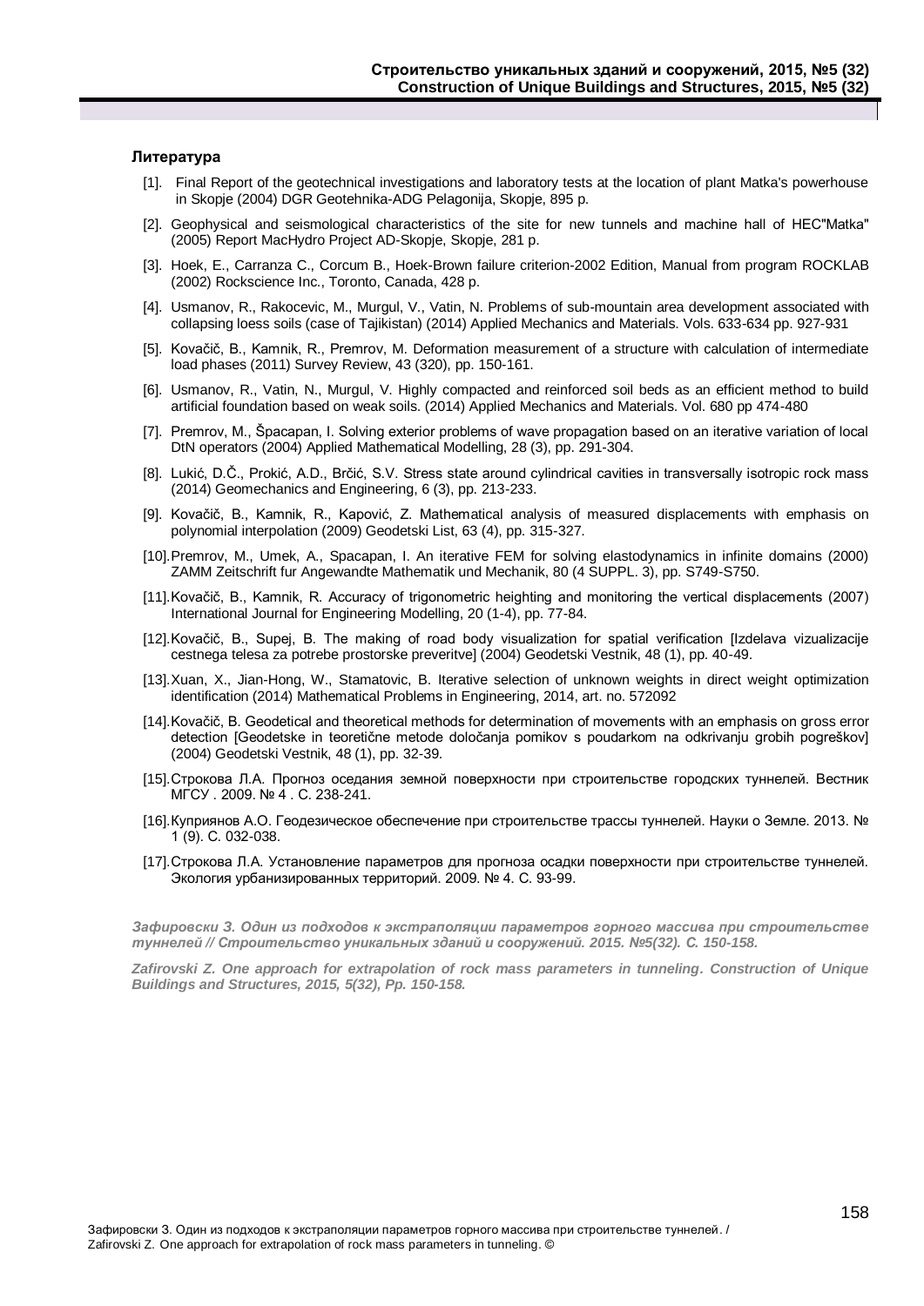### Литература

[1]. Final Report of the geotechnical investigations and laboratory tests at the location of plant Matka's powerhouse in Skopje (2004) DGR Geotehnika-ADG Pelagonija, Skopje, 895 p.

[2]. Geophysical and seismological characteristics of the site for new tunnels and machine hall of HEC"Matka" (2005) Report MacHydro Project AD-Skopje, Skopje, 281 p.

[3]. Hoek, E., Carranza C., Corcum B., Hoek-Brown failure criterion-2002 Edition, Manual from program ROCKLAB (2002) Rockscience Inc., Toronto, Canada, 428 p.

[4]. Usmanov, R., Rakocevic, M., Murgul, V., Vatin, N. Problems of sub-mountain area development associated with collapsing loess soils (case of Tajikistan) (2014) Applied Mechanics and Materials. Vols. 633-634 pp. 927-931

[5]. Kovačič, B., Kamnik, R., Premrov, M. Deformation measurement of a structure with calculation of intermediate load phases (2011) Survey Review, 43 (320), pp. 150-161.

[6]. Usmanov, R., Vatin, N., Murgul, V. Highly compacted and reinforced soil beds as an efficient method to build artificial foundation based on weak soils. (2014) Applied Mechanics and Materials. Vol. 680 pp 474-480

[7]. Premrov, M., Špacapan, I. Solving exterior problems of wave propagation based on an iterative variation of local DtN operators (2004) Applied Mathematical Modelling, 28 (3), pp. 291-304.

[8]. Lukić, D.Č., Prokić, A.D., Brčić, S.V. Stress state around cylindrical cavities in transversally isotropic rock mass (2014) Geomechanics and Engineering, 6 (3), pp. 213-233.

[9]. Kovačič, B., Kamnik, R., Kapović, Z. Mathematical analysis of measured displacements with emphasis on polynomial interpolation (2009) Geodetski List, 63 (4), pp. 315-327.

[10]. Premrov, M., Umek, A., Spacapan, I. An iterative FEM for solving elastodynamics in infinite domains (2000) ZAMM Zeitschrift fur Angewandte Mathematik und Mechanik, 80 (4 SUPPL. 3), pp. S749-S750.

[11]. Kovačič, B., Kamnik, R. Accuracy of trigonometric heighting and monitoring the vertical displacements (2007) International Journal for Engineering Modelling, 20 (1-4), pp. 77-84.

[12]. Kovačič, B., Supej, B. The making of road body visualization for spatial verification [Izdelava vizualizacije cestnega telesa za potrebe prostorske preveritve] (2004) Geodetski Vestnik, 48 (1), pp. 40-49.

[13]. Xuan, X., Jian-Hong, W., Stamatovic, B. Iterative selection of unknown weights in direct weight optimization identification (2014) Mathematical Problems in Engineering, 2014, art. no. 572092

[14]. Kovačič, B. Geodetical and theoretical methods for determination of movements with an emphasis on gross error detection [Geodetske in teoretične metode določanja pomikov s poudarkom na odkrivanju grobih pogreškov] (2004) Geodetski Vestnik, 48 (1), pp. 32-39.

[15]. Строкова Л.А. Прогноз оседания земной поверхности при строительстве городских туннелей. Вестник МГСУ . 2009. № 4 . С. 238-241.

[16]. Куприянов А.О. Геодезическое обеспечение при строительстве трассы туннелей. Науки о Земле. 2013. № 1 (9). С. 032-038.

[17]. Строкова Л.А. Установление параметров для прогноза осадки поверхности при строительстве туннелей. Экология урбанизированных территорий. 2009. № 4. С. 93-99.

***Зафировски З. Один из подходов к экстраполяции параметров горного массива при строительстве туннелей // Строительство уникальных зданий и сооружений. 2015. №5(32). С. 150-158.***

***Zafirovski Z. One approach for extrapolation of rock mass parameters in tunneling. Construction of Unique Buildings and Structures, 2015, 5(32), Pp. 150-158.***